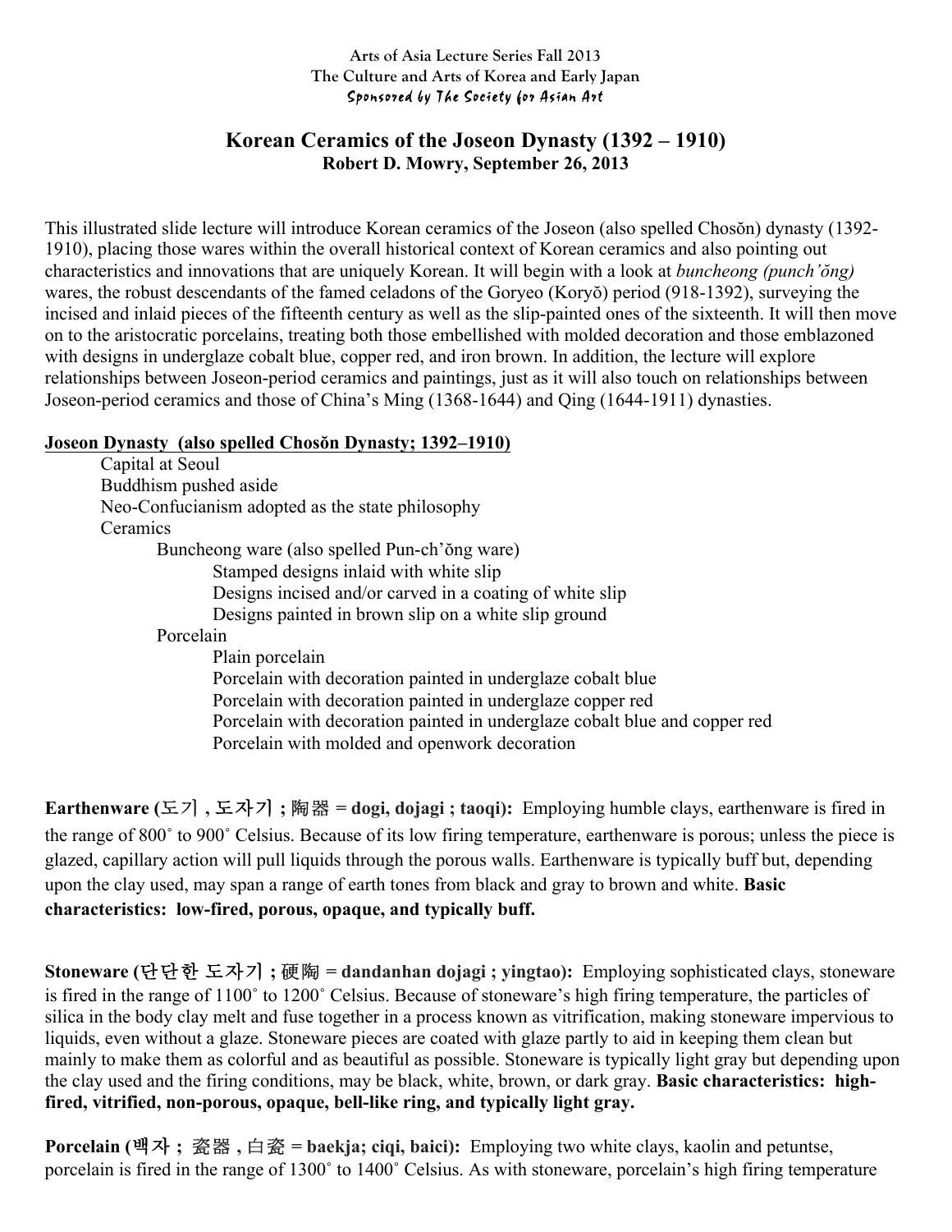Arts of Asia Lecture Series Fall 2013
The Culture and Arts of Korea and Early Japan
*Sponsored by The Society for Asian Art*

# Korean Ceramics of the Joseon Dynasty (1392 – 1910)

**Robert D. Mowry, September 26, 2013**

This illustrated slide lecture will introduce Korean ceramics of the Joseon (also spelled Chosŏn) dynasty (1392-1910), placing those wares within the overall historical context of Korean ceramics and also pointing out characteristics and innovations that are uniquely Korean. It will begin with a look at *buncheong (punch'ŏng)* wares, the robust descendants of the famed celadons of the Goryeo (Koryŏ) period (918-1392), surveying the incised and inlaid pieces of the fifteenth century as well as the slip-painted ones of the sixteenth. It will then move on to the aristocratic porcelains, treating both those embellished with molded decoration and those emblazoned with designs in underglaze cobalt blue, copper red, and iron brown. In addition, the lecture will explore relationships between Joseon-period ceramics and paintings, just as it will also touch on relationships between Joseon-period ceramics and those of China's Ming (1368-1644) and Qing (1644-1911) dynasties.

**Joseon Dynasty (also spelled Chosŏn Dynasty; 1392–1910)**

- Capital at Seoul
- Buddhism pushed aside
- Neo-Confucianism adopted as the state philosophy
- Ceramics
  - Buncheong ware (also spelled Pun-ch'ŏng ware)
    - Stamped designs inlaid with white slip
    - Designs incised and/or carved in a coating of white slip
    - Designs painted in brown slip on a white slip ground
  - Porcelain
    - Plain porcelain
    - Porcelain with decoration painted in underglaze cobalt blue
    - Porcelain with decoration painted in underglaze copper red
    - Porcelain with decoration painted in underglaze cobalt blue and copper red
    - Porcelain with molded and openwork decoration

**Earthenware (도기 , 도자기 ; 陶器 = dogi, dojagi ; taoqi):** Employing humble clays, earthenware is fired in the range of 800˚ to 900˚ Celsius. Because of its low firing temperature, earthenware is porous; unless the piece is glazed, capillary action will pull liquids through the porous walls. Earthenware is typically buff but, depending upon the clay used, may span a range of earth tones from black and gray to brown and white. **Basic characteristics: low-fired, porous, opaque, and typically buff.**

**Stoneware (단단한 도자기 ; 硬陶 = dandanhan dojagi ; yingtao):** Employing sophisticated clays, stoneware is fired in the range of 1100˚ to 1200˚ Celsius. Because of stoneware's high firing temperature, the particles of silica in the body clay melt and fuse together in a process known as vitrification, making stoneware impervious to liquids, even without a glaze. Stoneware pieces are coated with glaze partly to aid in keeping them clean but mainly to make them as colorful and as beautiful as possible. Stoneware is typically light gray but depending upon the clay used and the firing conditions, may be black, white, brown, or dark gray. **Basic characteristics: high-fired, vitrified, non-porous, opaque, bell-like ring, and typically light gray.**

**Porcelain (백자 ; 瓷器 , 白瓷 = baekja; ciqi, baici):** Employing two white clays, kaolin and petuntse, porcelain is fired in the range of 1300˚ to 1400˚ Celsius. As with stoneware, porcelain's high firing temperature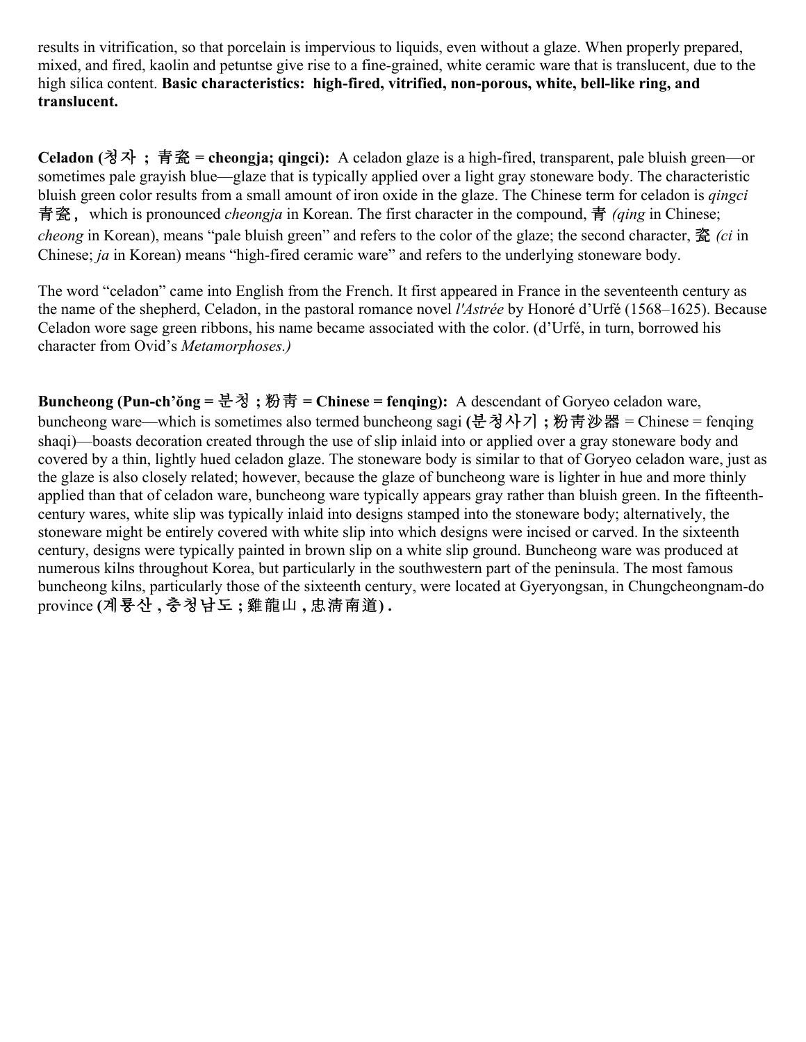results in vitrification, so that porcelain is impervious to liquids, even without a glaze. When properly prepared, mixed, and fired, kaolin and petuntse give rise to a fine-grained, white ceramic ware that is translucent, due to the high silica content. **Basic characteristics: high-fired, vitrified, non-porous, white, bell-like ring, and translucent.**

**Celadon (청자 ; 青瓷 = cheongja; qingci):** A celadon glaze is a high-fired, transparent, pale bluish green—or sometimes pale grayish blue—glaze that is typically applied over a light gray stoneware body. The characteristic bluish green color results from a small amount of iron oxide in the glaze. The Chinese term for celadon is *qingci* 青瓷, which is pronounced *cheongja* in Korean. The first character in the compound, 青 *(qing* in Chinese; *cheong* in Korean), means "pale bluish green" and refers to the color of the glaze; the second character, 瓷 *(ci* in Chinese; *ja* in Korean) means "high-fired ceramic ware" and refers to the underlying stoneware body.

The word "celadon" came into English from the French. It first appeared in France in the seventeenth century as the name of the shepherd, Celadon, in the pastoral romance novel *l'Astrée* by Honoré d'Urfé (1568–1625). Because Celadon wore sage green ribbons, his name became associated with the color. (d'Urfé, in turn, borrowed his character from Ovid's *Metamorphoses.)*

**Buncheong (Pun-ch'ŏng = 분청 ; 粉青 = Chinese = fenqing):** A descendant of Goryeo celadon ware, buncheong ware—which is sometimes also termed buncheong sagi **(**분청사기 **;** 粉青沙器 = Chinese = fenqing shaqi)—boasts decoration created through the use of slip inlaid into or applied over a gray stoneware body and covered by a thin, lightly hued celadon glaze. The stoneware body is similar to that of Goryeo celadon ware, just as the glaze is also closely related; however, because the glaze of buncheong ware is lighter in hue and more thinly applied than that of celadon ware, buncheong ware typically appears gray rather than bluish green. In the fifteenth-century wares, white slip was typically inlaid into designs stamped into the stoneware body; alternatively, the stoneware might be entirely covered with white slip into which designs were incised or carved. In the sixteenth century, designs were typically painted in brown slip on a white slip ground. Buncheong ware was produced at numerous kilns throughout Korea, but particularly in the southwestern part of the peninsula. The most famous buncheong kilns, particularly those of the sixteenth century, were located at Gyeryongsan, in Chungcheongnam-do province **(계룡산 , 충청남도 ; 雞龍山 , 忠清南道) .**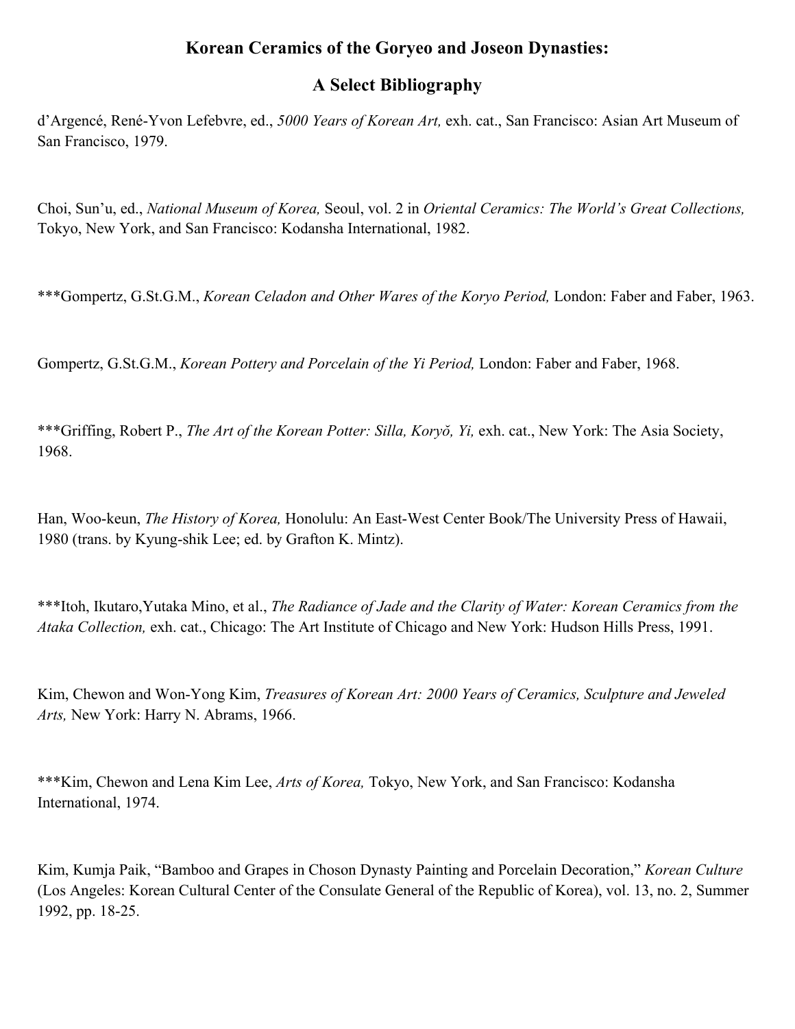# Korean Ceramics of the Goryeo and Joseon Dynasties:

## A Select Bibliography

d'Argencé, René-Yvon Lefebvre, ed., *5000 Years of Korean Art,* exh. cat., San Francisco: Asian Art Museum of San Francisco, 1979.

Choi, Sun'u, ed., *National Museum of Korea,* Seoul, vol. 2 in *Oriental Ceramics: The World's Great Collections,* Tokyo, New York, and San Francisco: Kodansha International, 1982.

***Gompertz, G.St.G.M., *Korean Celadon and Other Wares of the Koryo Period,* London: Faber and Faber, 1963.

Gompertz, G.St.G.M., *Korean Pottery and Porcelain of the Yi Period,* London: Faber and Faber, 1968.

***Griffing, Robert P., *The Art of the Korean Potter: Silla, Koryŏ, Yi,* exh. cat., New York: The Asia Society, 1968.

Han, Woo-keun, *The History of Korea,* Honolulu: An East-West Center Book/The University Press of Hawaii, 1980 (trans. by Kyung-shik Lee; ed. by Grafton K. Mintz).

***Itoh, Ikutaro,Yutaka Mino, et al., *The Radiance of Jade and the Clarity of Water: Korean Ceramics from the Ataka Collection,* exh. cat., Chicago: The Art Institute of Chicago and New York: Hudson Hills Press, 1991.

Kim, Chewon and Won-Yong Kim, *Treasures of Korean Art: 2000 Years of Ceramics, Sculpture and Jeweled Arts,* New York: Harry N. Abrams, 1966.

***Kim, Chewon and Lena Kim Lee, *Arts of Korea,* Tokyo, New York, and San Francisco: Kodansha International, 1974.

Kim, Kumja Paik, "Bamboo and Grapes in Choson Dynasty Painting and Porcelain Decoration," *Korean Culture* (Los Angeles: Korean Cultural Center of the Consulate General of the Republic of Korea), vol. 13, no. 2, Summer 1992, pp. 18-25.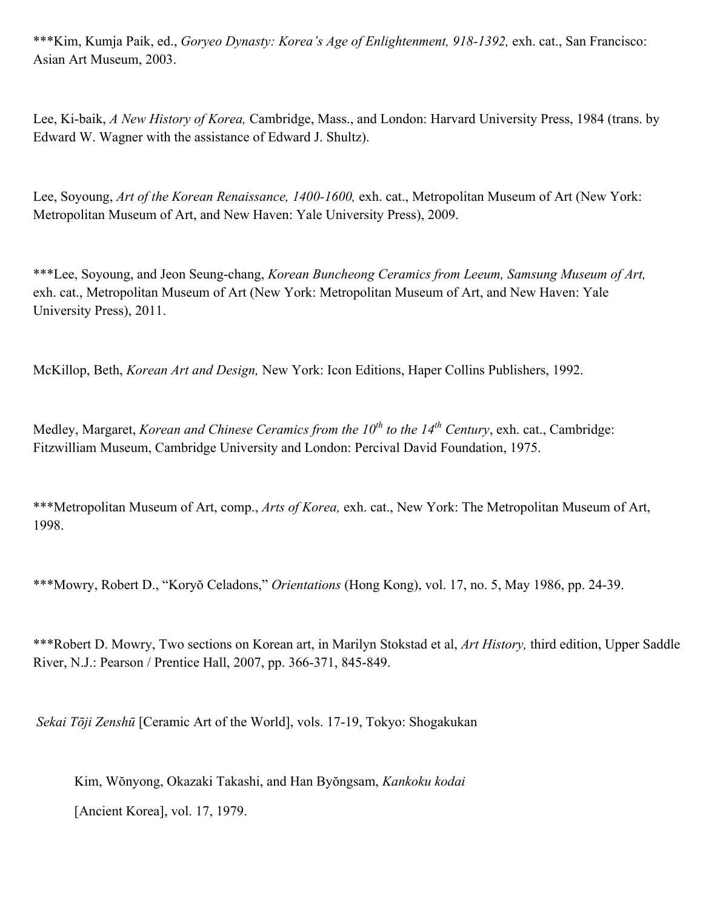***Kim, Kumja Paik, ed., *Goryeo Dynasty: Korea's Age of Enlightenment, 918-1392,* exh. cat., San Francisco: Asian Art Museum, 2003.

Lee, Ki-baik, *A New History of Korea,* Cambridge, Mass., and London: Harvard University Press, 1984 (trans. by Edward W. Wagner with the assistance of Edward J. Shultz).

Lee, Soyoung, *Art of the Korean Renaissance, 1400-1600,* exh. cat., Metropolitan Museum of Art (New York: Metropolitan Museum of Art, and New Haven: Yale University Press), 2009.

***Lee, Soyoung, and Jeon Seung-chang, *Korean Buncheong Ceramics from Leeum, Samsung Museum of Art,* exh. cat., Metropolitan Museum of Art (New York: Metropolitan Museum of Art, and New Haven: Yale University Press), 2011.

McKillop, Beth, *Korean Art and Design,* New York: Icon Editions, Haper Collins Publishers, 1992.

Medley, Margaret, *Korean and Chinese Ceramics from the 10th to the 14th Century*, exh. cat., Cambridge: Fitzwilliam Museum, Cambridge University and London: Percival David Foundation, 1975.

***Metropolitan Museum of Art, comp., *Arts of Korea,* exh. cat., New York: The Metropolitan Museum of Art, 1998.

***Mowry, Robert D., "Koryŏ Celadons," *Orientations* (Hong Kong), vol. 17, no. 5, May 1986, pp. 24-39.

***Robert D. Mowry, Two sections on Korean art, in Marilyn Stokstad et al, *Art History,* third edition, Upper Saddle River, N.J.: Pearson / Prentice Hall, 2007, pp. 366-371, 845-849.

*Sekai Tōji Zenshū* [Ceramic Art of the World], vols. 17-19, Tokyo: Shogakukan

Kim, Wŏnyong, Okazaki Takashi, and Han Byŏngsam, *Kankoku kodai* [Ancient Korea], vol. 17, 1979.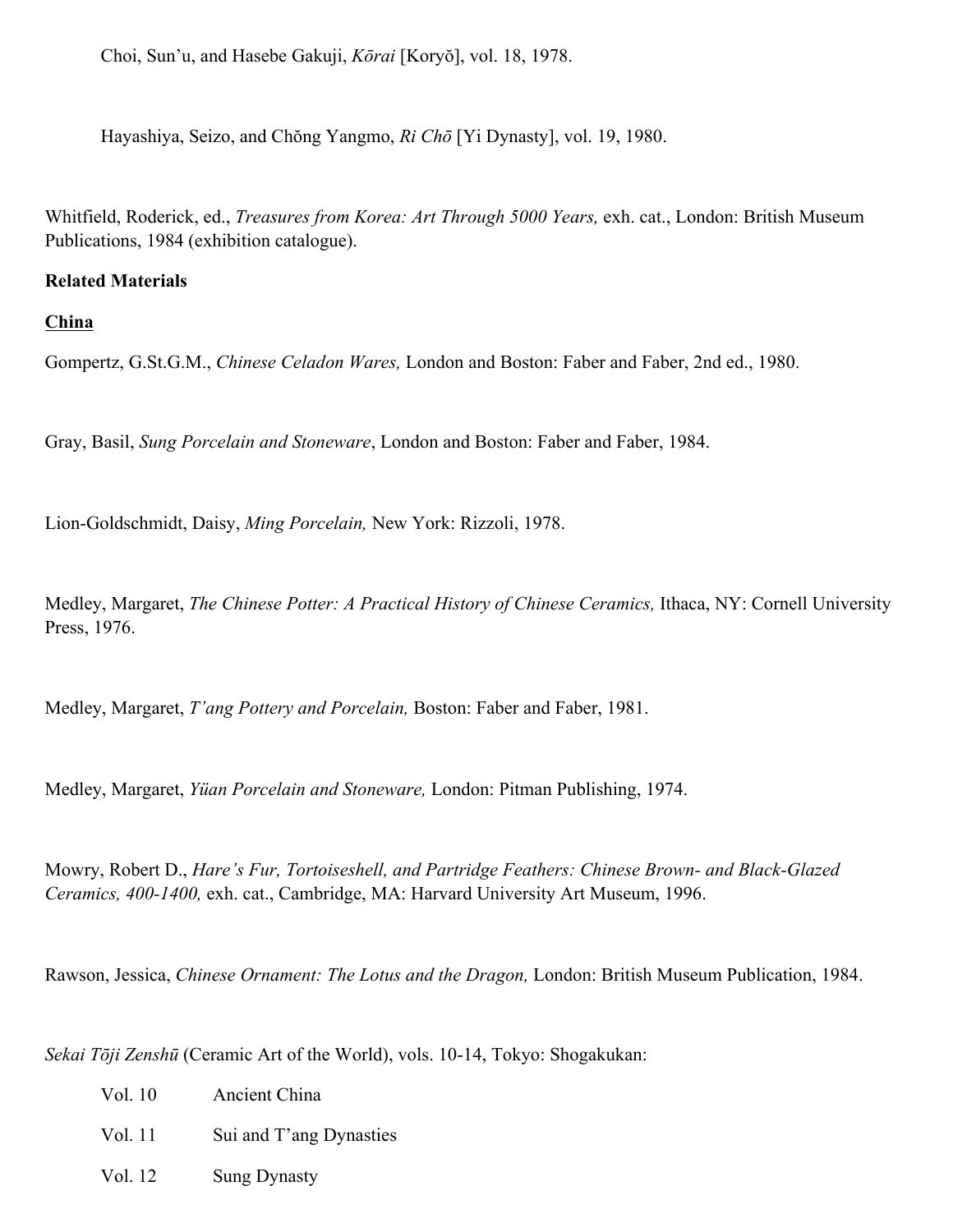Choi, Sun'u, and Hasebe Gakuji, *Kōrai* [Koryŏ], vol. 18, 1978.

Hayashiya, Seizo, and Chŏng Yangmo, *Ri Chō* [Yi Dynasty], vol. 19, 1980.

Whitfield, Roderick, ed., *Treasures from Korea: Art Through 5000 Years,* exh. cat., London: British Museum Publications, 1984 (exhibition catalogue).

**Related Materials**

**China**

Gompertz, G.St.G.M., *Chinese Celadon Wares,* London and Boston: Faber and Faber, 2nd ed., 1980.

Gray, Basil, *Sung Porcelain and Stoneware*, London and Boston: Faber and Faber, 1984.

Lion-Goldschmidt, Daisy, *Ming Porcelain,* New York: Rizzoli, 1978.

Medley, Margaret, *The Chinese Potter: A Practical History of Chinese Ceramics,* Ithaca, NY: Cornell University Press, 1976.

Medley, Margaret, *T'ang Pottery and Porcelain,* Boston: Faber and Faber, 1981.

Medley, Margaret, *Yüan Porcelain and Stoneware,* London: Pitman Publishing, 1974.

Mowry, Robert D., *Hare's Fur, Tortoiseshell, and Partridge Feathers: Chinese Brown- and Black-Glazed Ceramics, 400-1400,* exh. cat., Cambridge, MA: Harvard University Art Museum, 1996.

Rawson, Jessica, *Chinese Ornament: The Lotus and the Dragon,* London: British Museum Publication, 1984.

*Sekai Tōji Zenshū* (Ceramic Art of the World), vols. 10-14, Tokyo: Shogakukan:

Vol. 10 Ancient China

Vol. 11 Sui and T'ang Dynasties

Vol. 12 Sung Dynasty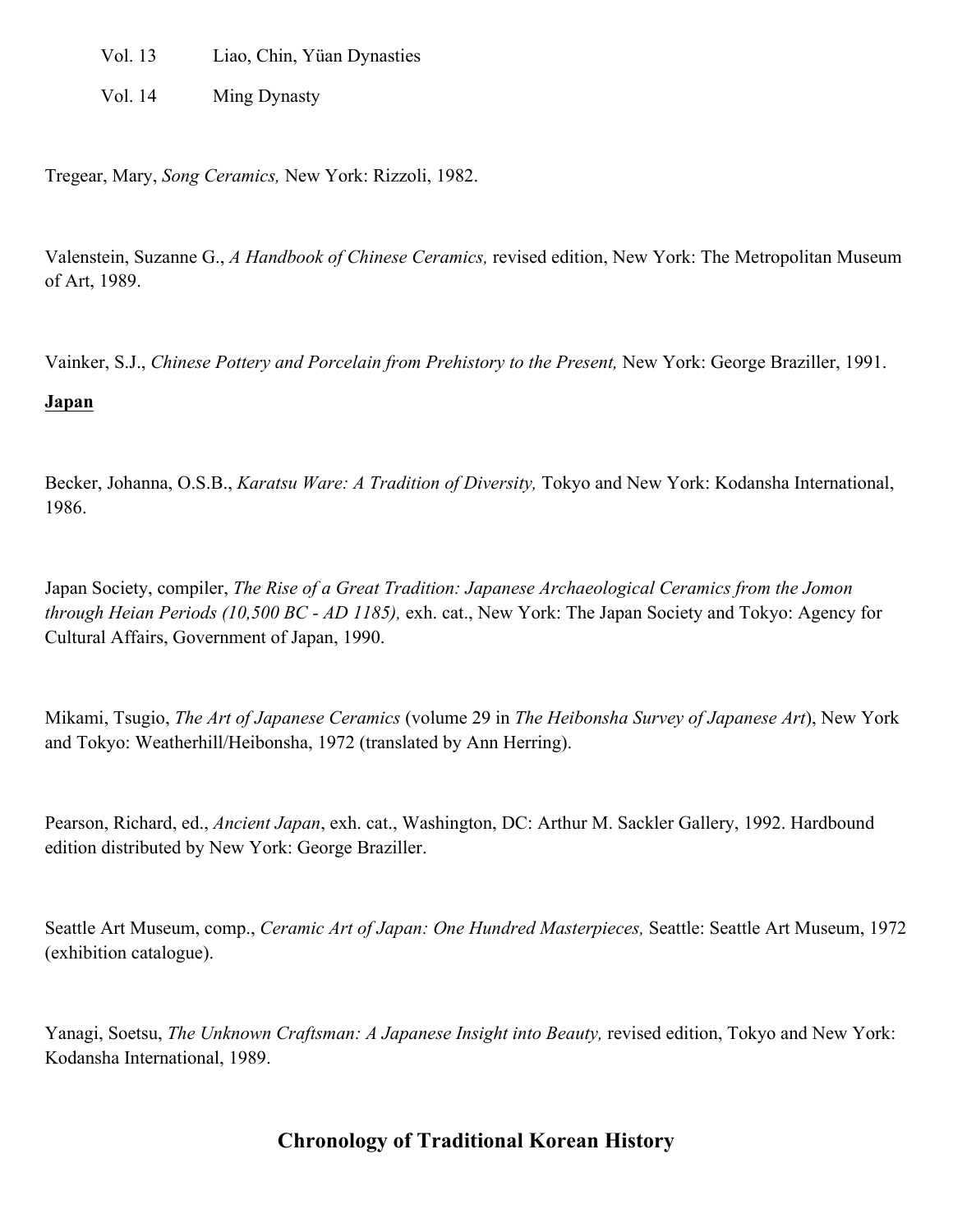Vol. 13 Liao, Chin, Yüan Dynasties

Vol. 14 Ming Dynasty

Tregear, Mary, *Song Ceramics,* New York: Rizzoli, 1982.

Valenstein, Suzanne G., *A Handbook of Chinese Ceramics,* revised edition, New York: The Metropolitan Museum of Art, 1989.

Vainker, S.J., *Chinese Pottery and Porcelain from Prehistory to the Present,* New York: George Braziller, 1991.

**Japan**

Becker, Johanna, O.S.B., *Karatsu Ware: A Tradition of Diversity,* Tokyo and New York: Kodansha International, 1986.

Japan Society, compiler, *The Rise of a Great Tradition: Japanese Archaeological Ceramics from the Jomon through Heian Periods (10,500 BC - AD 1185),* exh. cat., New York: The Japan Society and Tokyo: Agency for Cultural Affairs, Government of Japan, 1990.

Mikami, Tsugio, *The Art of Japanese Ceramics* (volume 29 in *The Heibonsha Survey of Japanese Art*), New York and Tokyo: Weatherhill/Heibonsha, 1972 (translated by Ann Herring).

Pearson, Richard, ed., *Ancient Japan*, exh. cat., Washington, DC: Arthur M. Sackler Gallery, 1992. Hardbound edition distributed by New York: George Braziller.

Seattle Art Museum, comp., *Ceramic Art of Japan: One Hundred Masterpieces,* Seattle: Seattle Art Museum, 1972 (exhibition catalogue).

Yanagi, Soetsu, *The Unknown Craftsman: A Japanese Insight into Beauty,* revised edition, Tokyo and New York: Kodansha International, 1989.

## Chronology of Traditional Korean History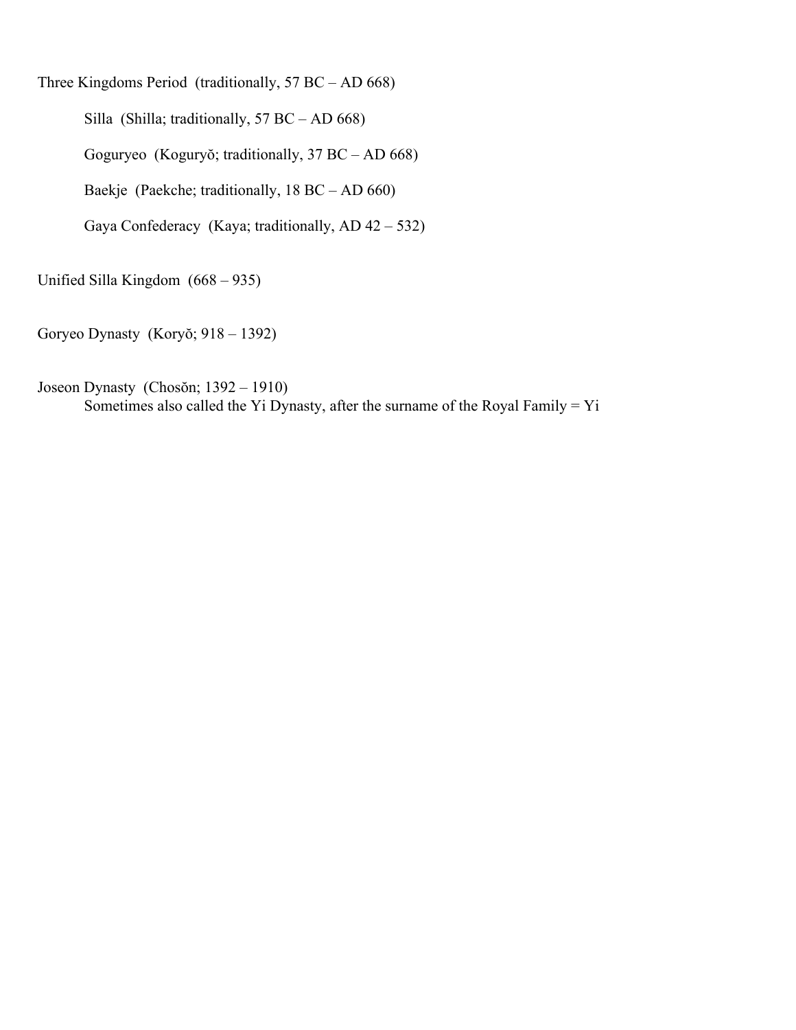Three Kingdoms Period  (traditionally, 57 BC – AD 668)

- Silla  (Shilla; traditionally, 57 BC – AD 668)
- Goguryeo  (Koguryŏ; traditionally, 37 BC – AD 668)
- Baekje  (Paekche; traditionally, 18 BC – AD 660)
- Gaya Confederacy  (Kaya; traditionally, AD 42 – 532)

Unified Silla Kingdom  (668 – 935)

Goryeo Dynasty  (Koryŏ; 918 – 1392)

Joseon Dynasty  (Chosŏn; 1392 – 1910)
    Sometimes also called the Yi Dynasty, after the surname of the Royal Family = Yi